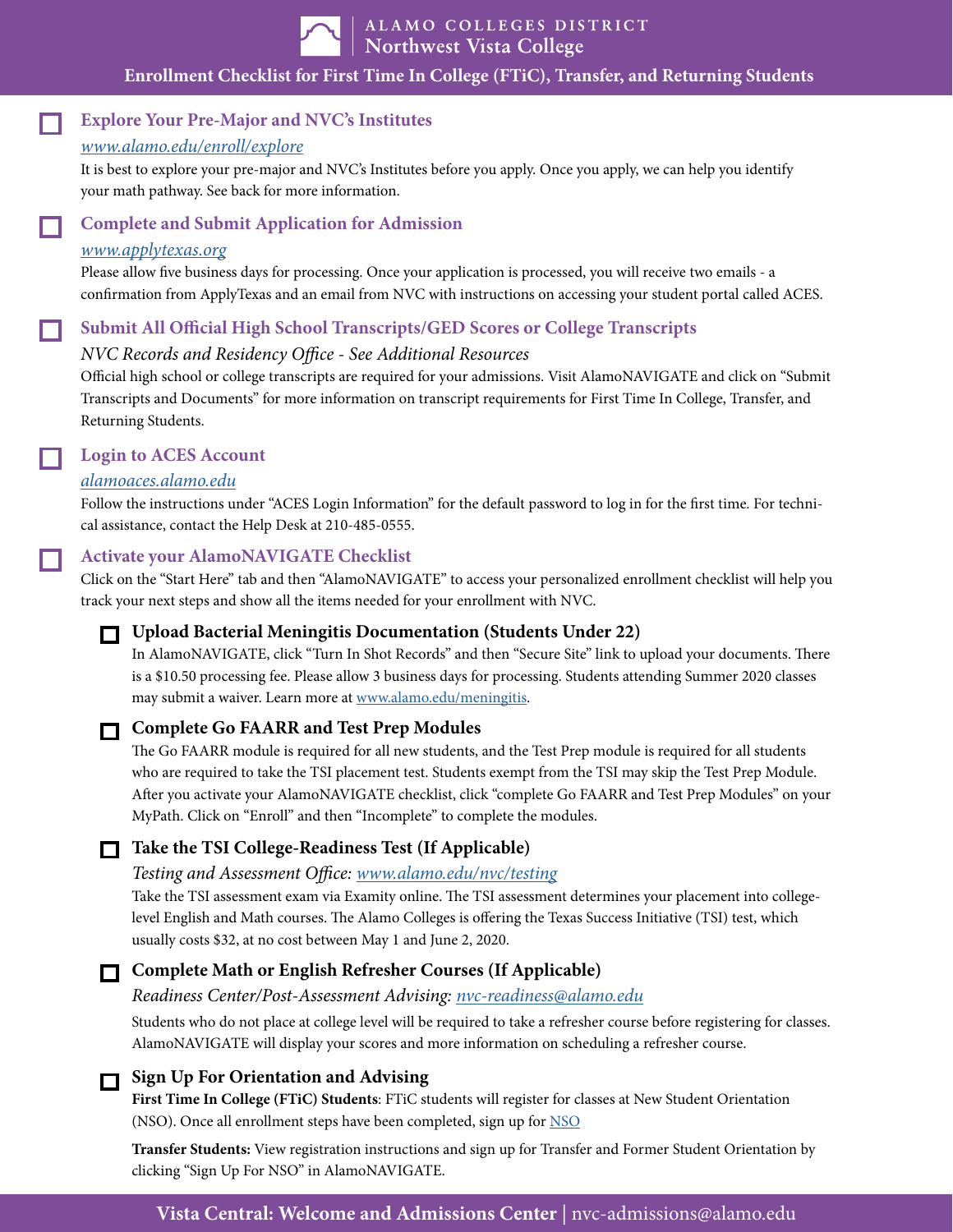# Alamo Colleges District
## Northwest Vista College

**Enrollment Checklist for First Time In College (FTiC), Transfer, and Returning Students**

### ☐ Explore Your Pre-Major and NVC's Institutes

*www.alamo.edu/enroll/explore*

It is best to explore your pre-major and NVC's Institutes before you apply. Once you apply, we can help you identify your math pathway. See back for more information.

### ☐ Complete and Submit Application for Admission

*www.applytexas.org*

Please allow five business days for processing. Once your application is processed, you will receive two emails - a confirmation from ApplyTexas and an email from NVC with instructions on accessing your student portal called ACES.

### ☐ Submit All Official High School Transcripts/GED Scores or College Transcripts

*NVC Records and Residency Office - See Additional Resources*

Official high school or college transcripts are required for your admissions. Visit AlamoNAVIGATE and click on "Submit Transcripts and Documents" for more information on transcript requirements for First Time In College, Transfer, and Returning Students.

### ☐ Login to ACES Account

*alamoaces.alamo.edu*

Follow the instructions under "ACES Login Information" for the default password to log in for the first time. For technical assistance, contact the Help Desk at 210-485-0555.

### ☐ Activate your AlamoNAVIGATE Checklist

Click on the "Start Here" tab and then "AlamoNAVIGATE" to access your personalized enrollment checklist will help you track your next steps and show all the items needed for your enrollment with NVC.

#### ☐ Upload Bacterial Meningitis Documentation (Students Under 22)

In AlamoNAVIGATE, click "Turn In Shot Records" and then "Secure Site" link to upload your documents. There is a $10.50 processing fee. Please allow 3 business days for processing. Students attending Summer 2020 classes may submit a waiver. Learn more at www.alamo.edu/meningitis.

#### ☐ Complete Go FAARR and Test Prep Modules

The Go FAARR module is required for all new students, and the Test Prep module is required for all students who are required to take the TSI placement test. Students exempt from the TSI may skip the Test Prep Module. After you activate your AlamoNAVIGATE checklist, click "complete Go FAARR and Test Prep Modules" on your MyPath. Click on "Enroll" and then "Incomplete" to complete the modules.

#### ☐ Take the TSI College-Readiness Test (If Applicable)

*Testing and Assessment Office: www.alamo.edu/nvc/testing*

Take the TSI assessment exam via Examity online. The TSI assessment determines your placement into college-level English and Math courses. The Alamo Colleges is offering the Texas Success Initiative (TSI) test, which usually costs $32, at no cost between May 1 and June 2, 2020.

#### ☐ Complete Math or English Refresher Courses (If Applicable)

*Readiness Center/Post-Assessment Advising: nvc-readiness@alamo.edu*

Students who do not place at college level will be required to take a refresher course before registering for classes. AlamoNAVIGATE will display your scores and more information on scheduling a refresher course.

#### ☐ Sign Up For Orientation and Advising

**First Time In College (FTiC) Students**: FTiC students will register for classes at New Student Orientation (NSO). Once all enrollment steps have been completed, sign up for NSO

**Transfer Students:** View registration instructions and sign up for Transfer and Former Student Orientation by clicking "Sign Up For NSO" in AlamoNAVIGATE.

**Vista Central: Welcome and Admissions Center** | nvc-admissions@alamo.edu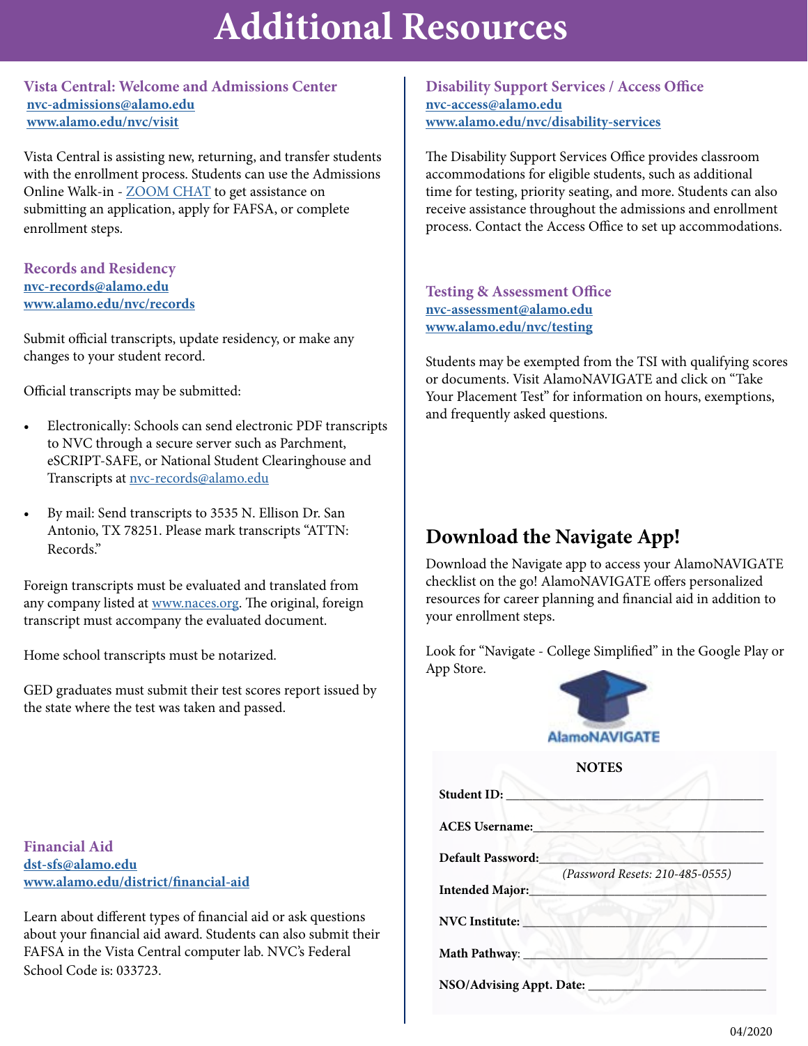# Additional Resources

### Vista Central: Welcome and Admissions Center

**nvc-admissions@alamo.edu**
**www.alamo.edu/nvc/visit**

Vista Central is assisting new, returning, and transfer students with the enrollment process. Students can use the Admissions Online Walk-in - ZOOM CHAT to get assistance on submitting an application, apply for FAFSA, or complete enrollment steps.

### Records and Residency

**nvc-records@alamo.edu**
**www.alamo.edu/nvc/records**

Submit official transcripts, update residency, or make any changes to your student record.

Official transcripts may be submitted:

- Electronically: Schools can send electronic PDF transcripts to NVC through a secure server such as Parchment, eSCRIPT-SAFE, or National Student Clearinghouse and Transcripts at nvc-records@alamo.edu
- By mail: Send transcripts to 3535 N. Ellison Dr. San Antonio, TX 78251. Please mark transcripts "ATTN: Records."

Foreign transcripts must be evaluated and translated from any company listed at www.naces.org. The original, foreign transcript must accompany the evaluated document.

Home school transcripts must be notarized.

GED graduates must submit their test scores report issued by the state where the test was taken and passed.

### Financial Aid

**dst-sfs@alamo.edu**
**www.alamo.edu/district/financial-aid**

Learn about different types of financial aid or ask questions about your financial aid award. Students can also submit their FAFSA in the Vista Central computer lab. NVC's Federal School Code is: 033723.

### Disability Support Services / Access Office

**nvc-access@alamo.edu**
**www.alamo.edu/nvc/disability-services**

The Disability Support Services Office provides classroom accommodations for eligible students, such as additional time for testing, priority seating, and more. Students can also receive assistance throughout the admissions and enrollment process. Contact the Access Office to set up accommodations.

### Testing & Assessment Office

**nvc-assessment@alamo.edu**
**www.alamo.edu/nvc/testing**

Students may be exempted from the TSI with qualifying scores or documents. Visit AlamoNAVIGATE and click on "Take Your Placement Test" for information on hours, exemptions, and frequently asked questions.

## Download the Navigate App!

Download the Navigate app to access your AlamoNAVIGATE checklist on the go! AlamoNAVIGATE offers personalized resources for career planning and financial aid in addition to your enrollment steps.

Look for "Navigate - College Simplified" in the Google Play or App Store.

AlamoNAVIGATE

**NOTES**

**Student ID:** ____________________

**ACES Username:** ____________________

**Default Password:** ____________________

*(Password Resets: 210-485-0555)*

**Intended Major:** ____________________

**NVC Institute:** ____________________

**Math Pathway:** ____________________

**NSO/Advising Appt. Date:** ____________________

04/2020